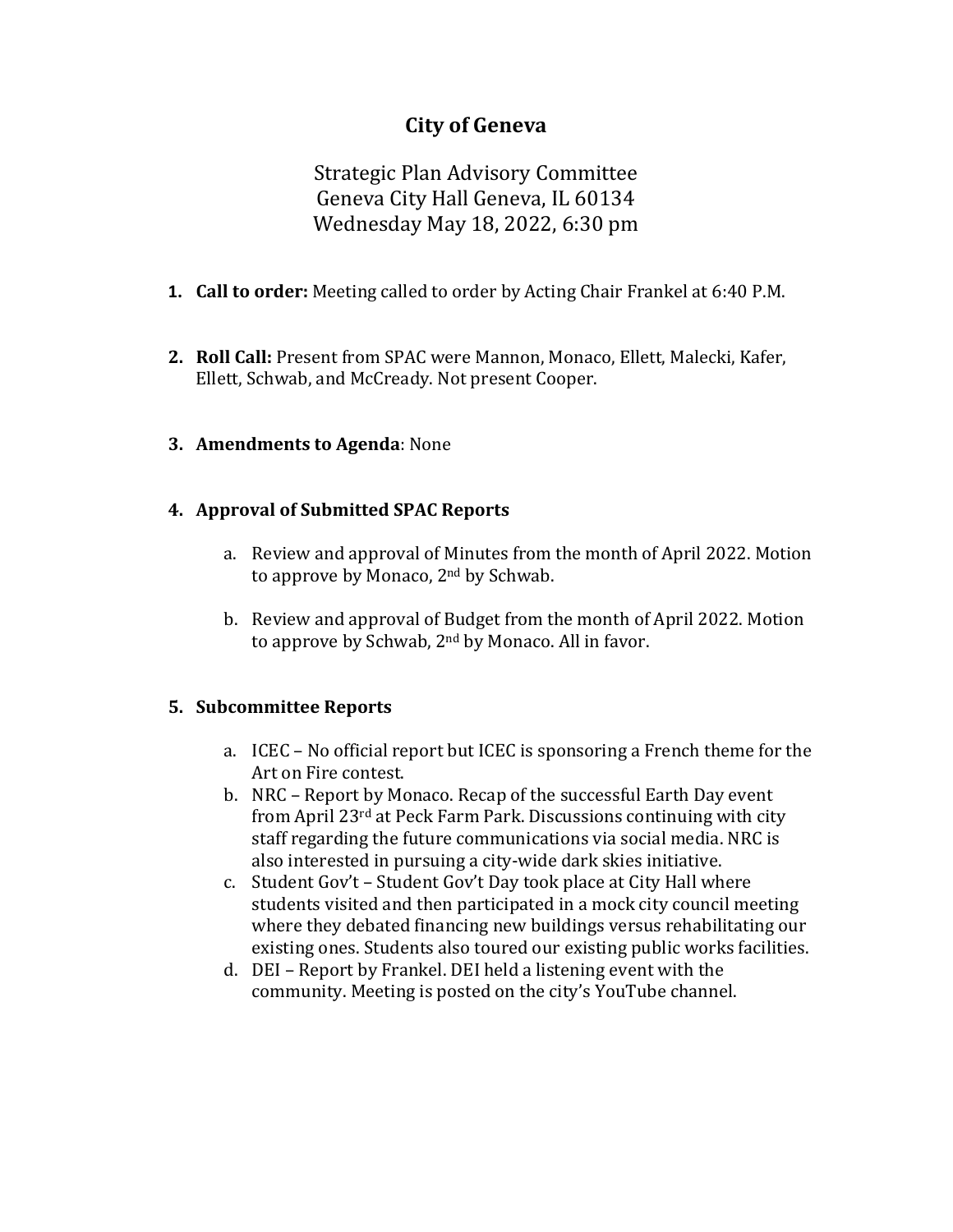# City of Geneva

Strategic Plan Advisory Committee
Geneva City Hall Geneva, IL 60134
Wednesday May 18, 2022, 6:30 pm

1. **Call to order:** Meeting called to order by Acting Chair Frankel at 6:40 P.M.

2. **Roll Call:** Present from SPAC were Mannon, Monaco, Ellett, Malecki, Kafer, Ellett, Schwab, and McCready. Not present Cooper.

3. **Amendments to Agenda**: None

4. **Approval of Submitted SPAC Reports**

   a. Review and approval of Minutes from the month of April 2022. Motion to approve by Monaco, 2nd by Schwab.

   b. Review and approval of Budget from the month of April 2022. Motion to approve by Schwab, 2nd by Monaco. All in favor.

5. **Subcommittee Reports**

   a. ICEC – No official report but ICEC is sponsoring a French theme for the Art on Fire contest.
   b. NRC – Report by Monaco. Recap of the successful Earth Day event from April 23rd at Peck Farm Park. Discussions continuing with city staff regarding the future communications via social media. NRC is also interested in pursuing a city-wide dark skies initiative.
   c. Student Gov't – Student Gov't Day took place at City Hall where students visited and then participated in a mock city council meeting where they debated financing new buildings versus rehabilitating our existing ones. Students also toured our existing public works facilities.
   d. DEI – Report by Frankel. DEI held a listening event with the community. Meeting is posted on the city's YouTube channel.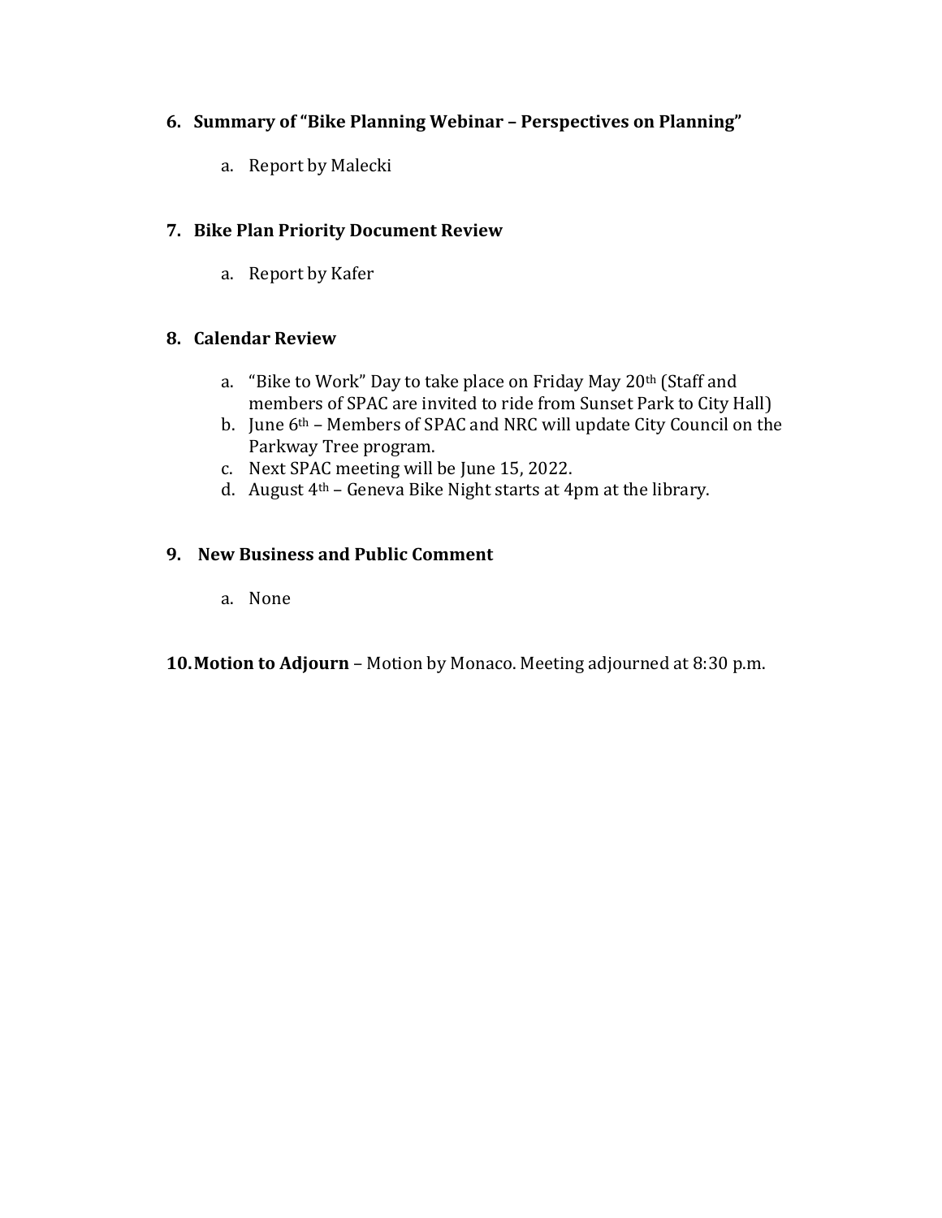6. **Summary of "Bike Planning Webinar – Perspectives on Planning"**

    a. Report by Malecki

7. **Bike Plan Priority Document Review**

    a. Report by Kafer

8. **Calendar Review**

    a. "Bike to Work" Day to take place on Friday May 20th (Staff and members of SPAC are invited to ride from Sunset Park to City Hall)
    b. June 6th – Members of SPAC and NRC will update City Council on the Parkway Tree program.
    c. Next SPAC meeting will be June 15, 2022.
    d. August 4th – Geneva Bike Night starts at 4pm at the library.

9. **New Business and Public Comment**

    a. None

10. **Motion to Adjourn** – Motion by Monaco. Meeting adjourned at 8:30 p.m.